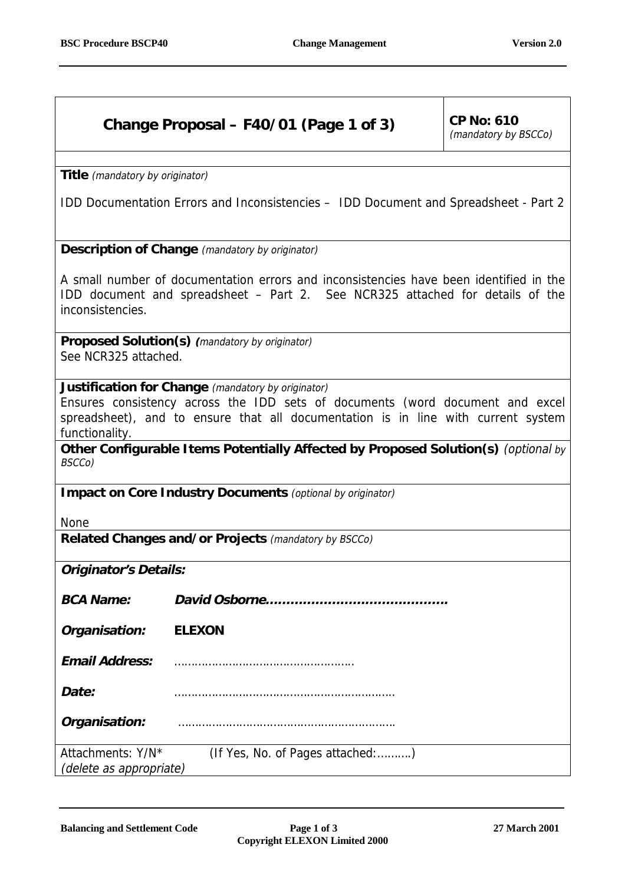## Change Proposal – F40/01 (Page 1 of 3)

**CP No: 610**
*(mandatory by BSCCo)*

**Title** *(mandatory by originator)*

IDD Documentation Errors and Inconsistencies – IDD Document and Spreadsheet - Part 2

**Description of Change** *(mandatory by originator)*

A small number of documentation errors and inconsistencies have been identified in the IDD document and spreadsheet – Part 2. See NCR325 attached for details of the inconsistencies.

**Proposed Solution(s)** *(mandatory by originator)*

See NCR325 attached.

**Justification for Change** *(mandatory by originator)*

Ensures consistency across the IDD sets of documents (word document and excel spreadsheet), and to ensure that all documentation is in line with current system functionality.

**Other Configurable Items Potentially Affected by Proposed Solution(s)** *(optional by BSCCo)*

**Impact on Core Industry Documents** *(optional by originator)*

None

**Related Changes and/or Projects** *(mandatory by BSCCo)*

***Originator's Details:***

***BCA Name:*** ***David Osborne……………………………………***

***Organisation:*** **ELEXON**

***Email Address:*** ………………………………………………

***Date:*** ………………………………………………………

***Organisation:*** ………………………………………………………

Attachments: Y/N* (If Yes, No. of Pages attached:……….)
*(delete as appropriate)*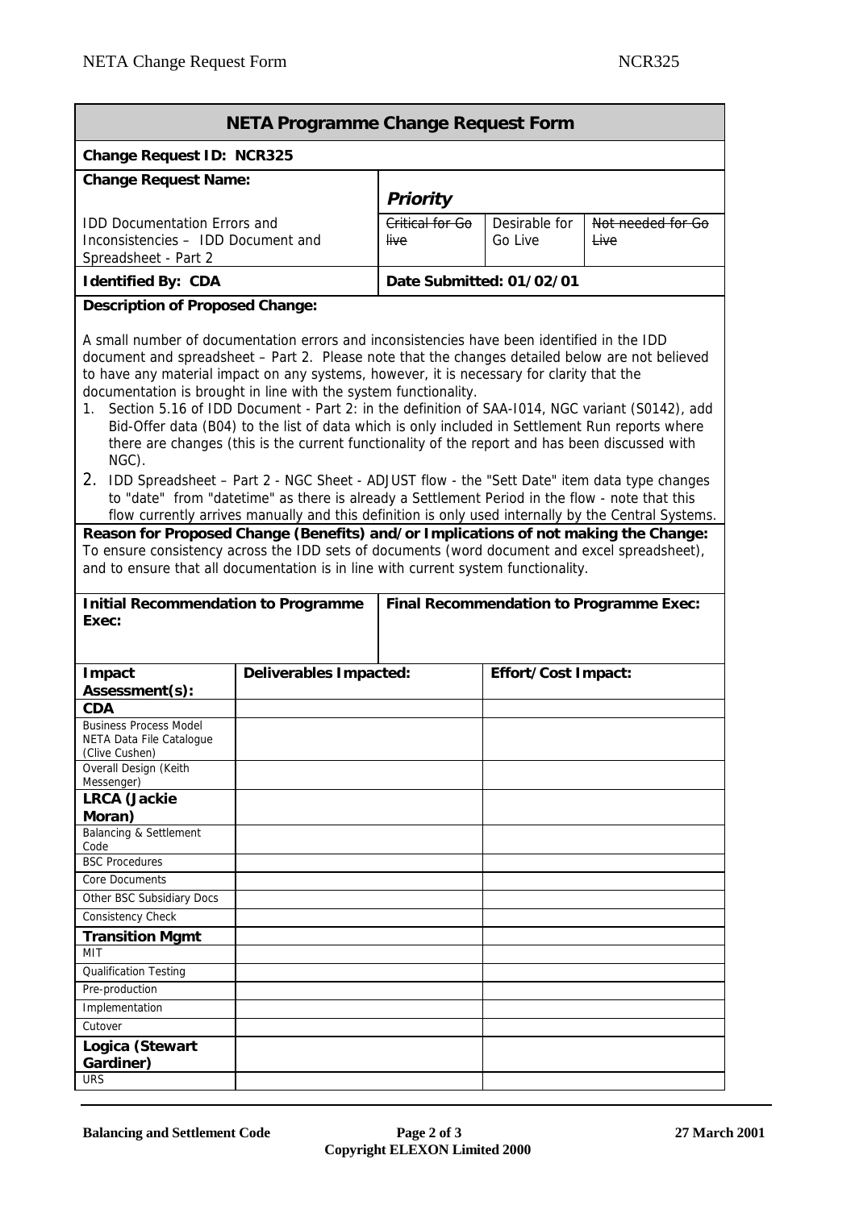## NETA Programme Change Request Form

**Change Request ID: NCR325**

| **Change Request Name:** | **Priority** | | |
|---|---|---|---|
| IDD Documentation Errors and Inconsistencies – IDD Document and Spreadsheet - Part 2 | ~~Critical for Go live~~ | Desirable for Go Live | ~~Not needed for Go Live~~ |
| **Identified By: CDA** | **Date Submitted: 01/02/01** | | |

**Description of Proposed Change:**

A small number of documentation errors and inconsistencies have been identified in the IDD document and spreadsheet – Part 2. Please note that the changes detailed below are not believed to have any material impact on any systems, however, it is necessary for clarity that the documentation is brought in line with the system functionality.

1. Section 5.16 of IDD Document - Part 2: in the definition of SAA-I014, NGC variant (S0142), add Bid-Offer data (B04) to the list of data which is only included in Settlement Run reports where there are changes (this is the current functionality of the report and has been discussed with NGC).
2. IDD Spreadsheet – Part 2 - NGC Sheet - ADJUST flow - the "Sett Date" item data type changes to "date" from "datetime" as there is already a Settlement Period in the flow - note that this flow currently arrives manually and this definition is only used internally by the Central Systems.

**Reason for Proposed Change (Benefits) and/or Implications of not making the Change:**

To ensure consistency across the IDD sets of documents (word document and excel spreadsheet), and to ensure that all documentation is in line with current system functionality.

| **Initial Recommendation to Programme Exec:** | **Final Recommendation to Programme Exec:** |
|---|---|
| | |

| **Impact Assessment(s):** | **Deliverables Impacted:** | **Effort/Cost Impact:** |
|---|---|---|
| **CDA** | | |
| Business Process Model NETA Data File Catalogue (Clive Cushen) | | |
| Overall Design (Keith Messenger) | | |
| **LRCA (Jackie Moran)** | | |
| Balancing & Settlement Code | | |
| BSC Procedures | | |
| Core Documents | | |
| Other BSC Subsidiary Docs | | |
| Consistency Check | | |
| **Transition Mgmt** | | |
| MIT | | |
| Qualification Testing | | |
| Pre-production | | |
| Implementation | | |
| Cutover | | |
| **Logica (Stewart Gardiner)** | | |
| URS | | |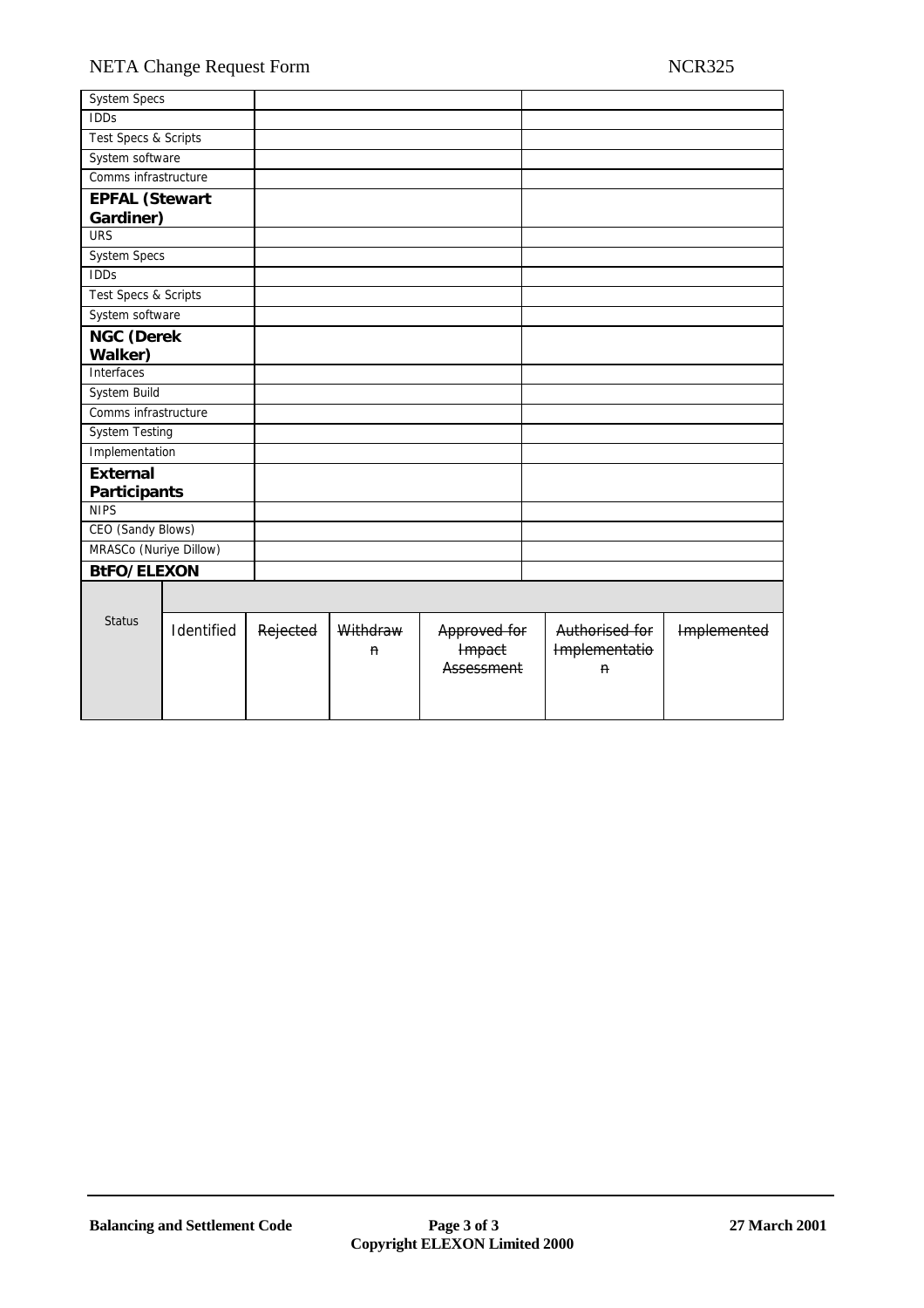| | | |
|---|---|---|
| System Specs | | |
| IDDs | | |
| Test Specs & Scripts | | |
| System software | | |
| Comms infrastructure | | |
| **EPFAL (Stewart Gardiner)** | | |
| URS | | |
| System Specs | | |
| IDDs | | |
| Test Specs & Scripts | | |
| System software | | |
| **NGC (Derek Walker)** | | |
| Interfaces | | |
| System Build | | |
| Comms infrastructure | | |
| System Testing | | |
| Implementation | | |
| **External Participants** | | |
| NIPS | | |
| CEO (Sandy Blows) | | |
| MRASCo (Nuriye Dillow) | | |
| **BtFO/ELEXON** | | |

| | | | | | | |
|---|---|---|---|---|---|---|
| Status | Identified | ~~Rejected~~ | ~~Withdrawn~~ | ~~Approved for Impact Assessment~~ | ~~Authorised for Implementation~~ | ~~Implemented~~ |